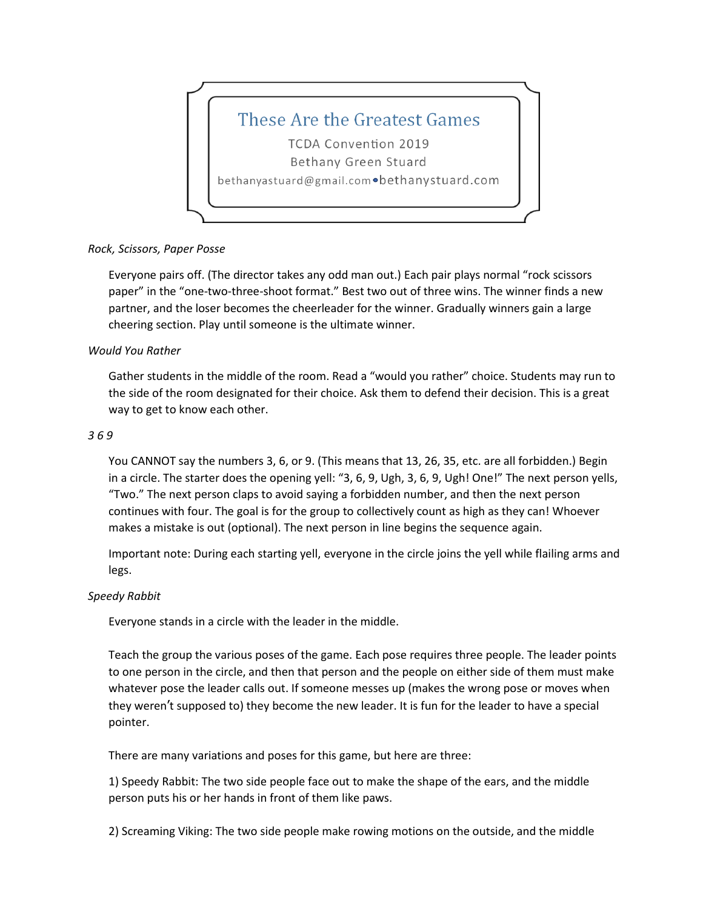# These Are the Greatest Games

TCDA Convention 2019

Bethany Green Stuard

bethanyastuard@gmail.com • bethanystuard.com

*Rock, Scissors, Paper Posse*

Everyone pairs off. (The director takes any odd man out.) Each pair plays normal "rock scissors paper" in the "one-two-three-shoot format." Best two out of three wins. The winner finds a new partner, and the loser becomes the cheerleader for the winner. Gradually winners gain a large cheering section. Play until someone is the ultimate winner.

*Would You Rather*

Gather students in the middle of the room. Read a "would you rather" choice. Students may run to the side of the room designated for their choice. Ask them to defend their decision. This is a great way to get to know each other.

*3 6 9*

You CANNOT say the numbers 3, 6, or 9. (This means that 13, 26, 35, etc. are all forbidden.) Begin in a circle. The starter does the opening yell: "3, 6, 9, Ugh, 3, 6, 9, Ugh! One!" The next person yells, "Two." The next person claps to avoid saying a forbidden number, and then the next person continues with four. The goal is for the group to collectively count as high as they can! Whoever makes a mistake is out (optional). The next person in line begins the sequence again.

Important note: During each starting yell, everyone in the circle joins the yell while flailing arms and legs.

*Speedy Rabbit*

Everyone stands in a circle with the leader in the middle.

Teach the group the various poses of the game. Each pose requires three people. The leader points to one person in the circle, and then that person and the people on either side of them must make whatever pose the leader calls out. If someone messes up (makes the wrong pose or moves when they weren't supposed to) they become the new leader. It is fun for the leader to have a special pointer.

There are many variations and poses for this game, but here are three:

1) Speedy Rabbit: The two side people face out to make the shape of the ears, and the middle person puts his or her hands in front of them like paws.

2) Screaming Viking: The two side people make rowing motions on the outside, and the middle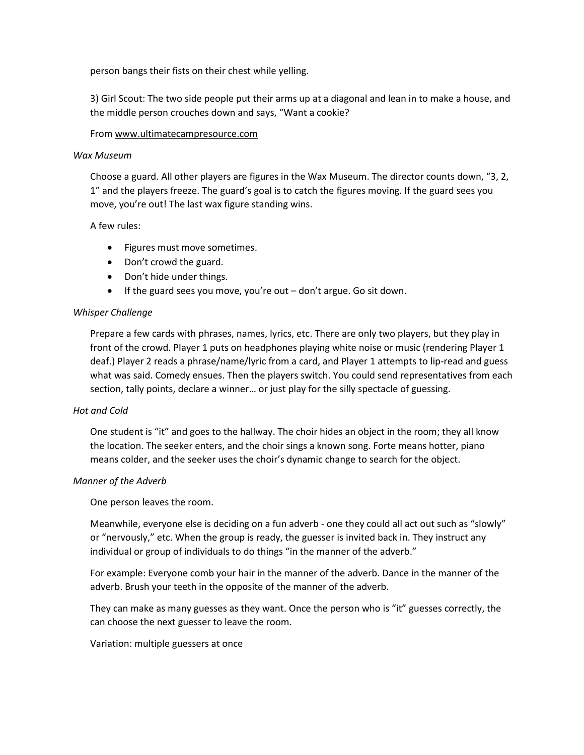person bangs their fists on their chest while yelling.

3) Girl Scout: The two side people put their arms up at a diagonal and lean in to make a house, and the middle person crouches down and says, "Want a cookie?

From www.ultimatecampresource.com

*Wax Museum*

Choose a guard. All other players are figures in the Wax Museum. The director counts down, "3, 2, 1" and the players freeze. The guard's goal is to catch the figures moving. If the guard sees you move, you're out! The last wax figure standing wins.

A few rules:

- Figures must move sometimes.
- Don't crowd the guard.
- Don't hide under things.
- If the guard sees you move, you're out – don't argue. Go sit down.

*Whisper Challenge*

Prepare a few cards with phrases, names, lyrics, etc. There are only two players, but they play in front of the crowd. Player 1 puts on headphones playing white noise or music (rendering Player 1 deaf.) Player 2 reads a phrase/name/lyric from a card, and Player 1 attempts to lip-read and guess what was said. Comedy ensues. Then the players switch. You could send representatives from each section, tally points, declare a winner… or just play for the silly spectacle of guessing.

*Hot and Cold*

One student is "it" and goes to the hallway. The choir hides an object in the room; they all know the location. The seeker enters, and the choir sings a known song. Forte means hotter, piano means colder, and the seeker uses the choir's dynamic change to search for the object.

*Manner of the Adverb*

One person leaves the room.

Meanwhile, everyone else is deciding on a fun adverb - one they could all act out such as "slowly" or "nervously," etc. When the group is ready, the guesser is invited back in. They instruct any individual or group of individuals to do things "in the manner of the adverb."

For example: Everyone comb your hair in the manner of the adverb. Dance in the manner of the adverb. Brush your teeth in the opposite of the manner of the adverb.

They can make as many guesses as they want. Once the person who is "it" guesses correctly, the can choose the next guesser to leave the room.

Variation: multiple guessers at once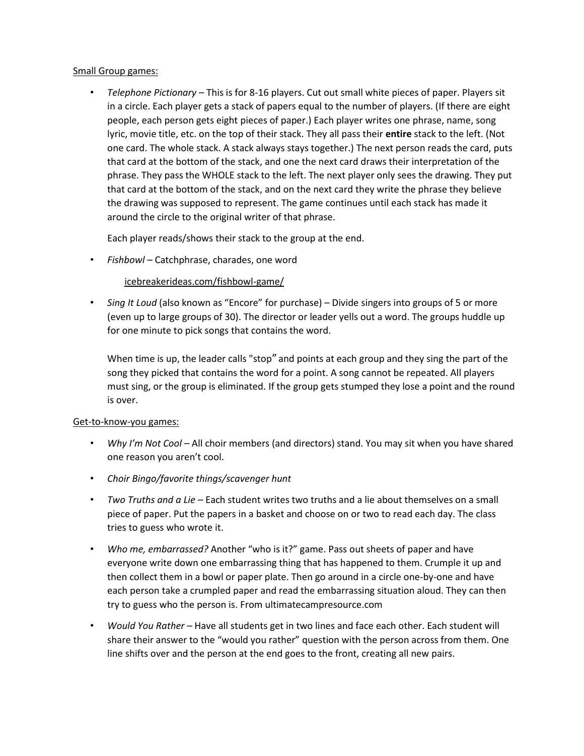<u>Small Group games:</u>

- *Telephone Pictionary* – This is for 8-16 players. Cut out small white pieces of paper. Players sit in a circle. Each player gets a stack of papers equal to the number of players. (If there are eight people, each person gets eight pieces of paper.) Each player writes one phrase, name, song lyric, movie title, etc. on the top of their stack. They all pass their **entire** stack to the left. (Not one card. The whole stack. A stack always stays together.) The next person reads the card, puts that card at the bottom of the stack, and one the next card draws their interpretation of the phrase. They pass the WHOLE stack to the left. The next player only sees the drawing. They put that card at the bottom of the stack, and on the next card they write the phrase they believe the drawing was supposed to represent. The game continues until each stack has made it around the circle to the original writer of that phrase.

  Each player reads/shows their stack to the group at the end.

- *Fishbowl* – Catchphrase, charades, one word

  <u>icebreakerideas.com/fishbowl-game/</u>

- *Sing It Loud* (also known as "Encore" for purchase) – Divide singers into groups of 5 or more (even up to large groups of 30). The director or leader yells out a word. The groups huddle up for one minute to pick songs that contains the word.

  When time is up, the leader calls "stop" and points at each group and they sing the part of the song they picked that contains the word for a point. A song cannot be repeated. All players must sing, or the group is eliminated. If the group gets stumped they lose a point and the round is over.

<u>Get-to-know-you games:</u>

- *Why I'm Not Cool* – All choir members (and directors) stand. You may sit when you have shared one reason you aren't cool.
- *Choir Bingo/favorite things/scavenger hunt*
- *Two Truths and a Lie* – Each student writes two truths and a lie about themselves on a small piece of paper. Put the papers in a basket and choose on or two to read each day. The class tries to guess who wrote it.
- *Who me, embarrassed?* Another "who is it?" game. Pass out sheets of paper and have everyone write down one embarrassing thing that has happened to them. Crumple it up and then collect them in a bowl or paper plate. Then go around in a circle one-by-one and have each person take a crumpled paper and read the embarrassing situation aloud. They can then try to guess who the person is. From ultimatecampresource.com
- *Would You Rather* – Have all students get in two lines and face each other. Each student will share their answer to the "would you rather" question with the person across from them. One line shifts over and the person at the end goes to the front, creating all new pairs.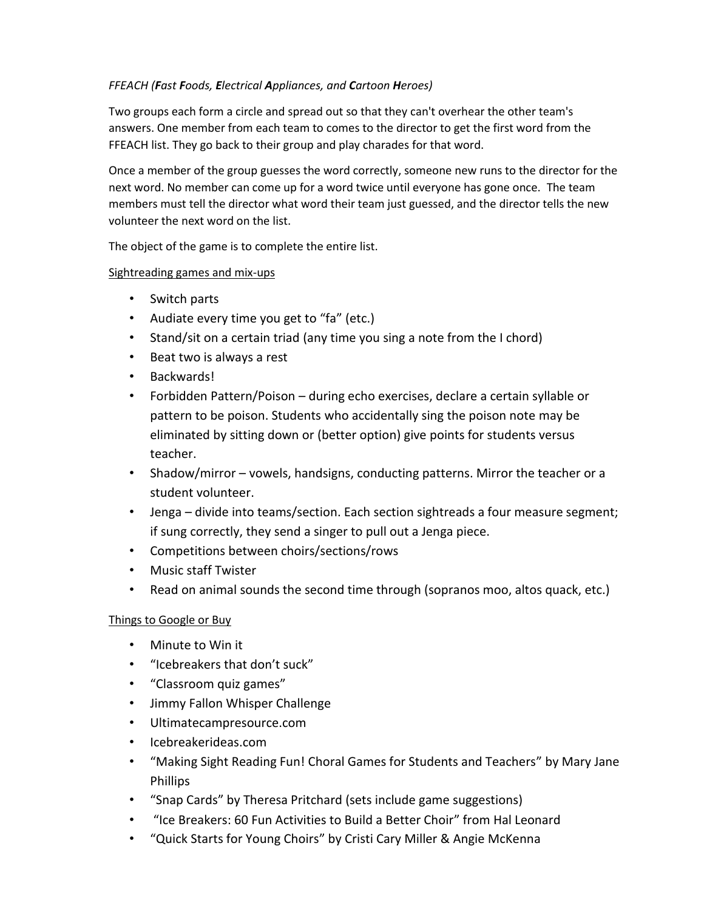*FFEACH (**F**ast **F**oods, **E**lectrical **A**ppliances, and **C**artoon **H**eroes)*

Two groups each form a circle and spread out so that they can't overhear the other team's answers. One member from each team to comes to the director to get the first word from the FFEACH list. They go back to their group and play charades for that word.

Once a member of the group guesses the word correctly, someone new runs to the director for the next word. No member can come up for a word twice until everyone has gone once. The team members must tell the director what word their team just guessed, and the director tells the new volunteer the next word on the list.

The object of the game is to complete the entire list.

<u>Sightreading games and mix-ups</u>

- Switch parts
- Audiate every time you get to "fa" (etc.)
- Stand/sit on a certain triad (any time you sing a note from the I chord)
- Beat two is always a rest
- Backwards!
- Forbidden Pattern/Poison – during echo exercises, declare a certain syllable or pattern to be poison. Students who accidentally sing the poison note may be eliminated by sitting down or (better option) give points for students versus teacher.
- Shadow/mirror – vowels, handsigns, conducting patterns. Mirror the teacher or a student volunteer.
- Jenga – divide into teams/section. Each section sightreads a four measure segment; if sung correctly, they send a singer to pull out a Jenga piece.
- Competitions between choirs/sections/rows
- Music staff Twister
- Read on animal sounds the second time through (sopranos moo, altos quack, etc.)

<u>Things to Google or Buy</u>

- Minute to Win it
- "Icebreakers that don't suck"
- "Classroom quiz games"
- Jimmy Fallon Whisper Challenge
- Ultimatecampresource.com
- Icebreakerideas.com
- "Making Sight Reading Fun! Choral Games for Students and Teachers" by Mary Jane Phillips
- "Snap Cards" by Theresa Pritchard (sets include game suggestions)
- "Ice Breakers: 60 Fun Activities to Build a Better Choir" from Hal Leonard
- "Quick Starts for Young Choirs" by Cristi Cary Miller & Angie McKenna